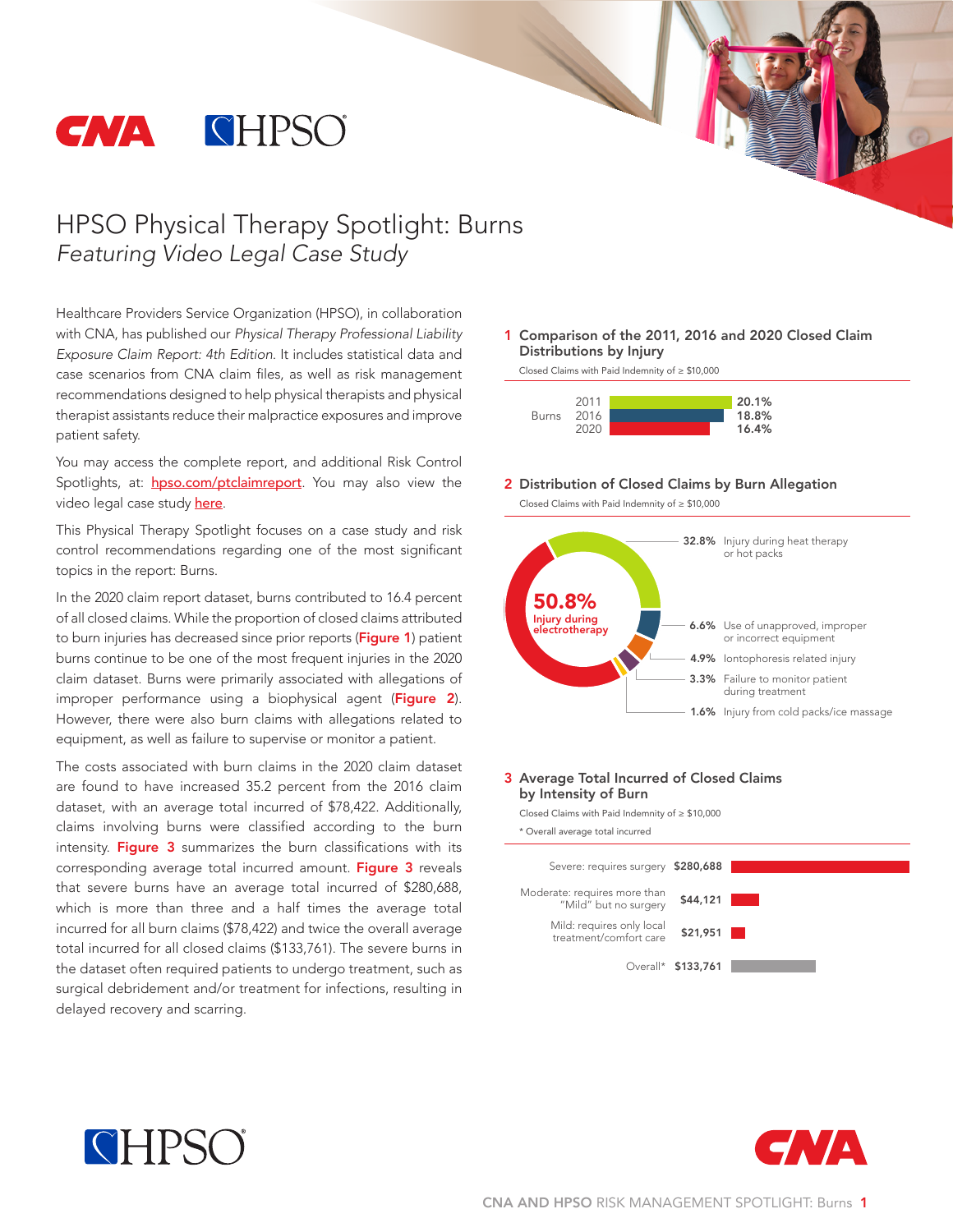# HPSO Physical Therapy Spotlight: Burns

*Featuring Video Legal Case Study*

Healthcare Providers Service Organization (HPSO), in collaboration with CNA, has published our *Physical Therapy Professional Liability Exposure Claim Report: 4th Edition*. It includes statistical data and case scenarios from CNA claim files, as well as risk management recommendations designed to help physical therapists and physical therapist assistants reduce their malpractice exposures and improve patient safety.

You may access the complete report, and additional Risk Control Spotlights, at: hpso.com/ptclaimreport. You may also view the video legal case study here.

This Physical Therapy Spotlight focuses on a case study and risk control recommendations regarding one of the most significant topics in the report: Burns.

In the 2020 claim report dataset, burns contributed to 16.4 percent of all closed claims. While the proportion of closed claims attributed to burn injuries has decreased since prior reports (**Figure 1**) patient burns continue to be one of the most frequent injuries in the 2020 claim dataset. Burns were primarily associated with allegations of improper performance using a biophysical agent (**Figure 2**). However, there were also burn claims with allegations related to equipment, as well as failure to supervise or monitor a patient.

The costs associated with burn claims in the 2020 claim dataset are found to have increased 35.2 percent from the 2016 claim dataset, with an average total incurred of $78,422. Additionally, claims involving burns were classified according to the burn intensity. **Figure 3** summarizes the burn classifications with its corresponding average total incurred amount. **Figure 3** reveals that severe burns have an average total incurred of $280,688, which is more than three and a half times the average total incurred for all burn claims ($78,422) and twice the overall average total incurred for all closed claims ($133,761). The severe burns in the dataset often required patients to undergo treatment, such as surgical debridement and/or treatment for infections, resulting in delayed recovery and scarring.

### 1 Comparison of the 2011, 2016 and 2020 Closed Claim Distributions by Injury

Closed Claims with Paid Indemnity of ≥ $10,000

| Injury | Year | Percentage |
|---|---|---|
| Burns | 2011 | 20.1% |
| | 2016 | 18.8% |
| | 2020 | 16.4% |

### 2 Distribution of Closed Claims by Burn Allegation

Closed Claims with Paid Indemnity of ≥ $10,000

| Allegation | Percentage |
|---|---|
| Injury during electrotherapy | 50.8% |
| Injury during heat therapy or hot packs | 32.8% |
| Use of unapproved, improper or incorrect equipment | 6.6% |
| Iontophoresis related injury | 4.9% |
| Failure to monitor patient during treatment | 3.3% |
| Injury from cold packs/ice massage | 1.6% |

### 3 Average Total Incurred of Closed Claims by Intensity of Burn

Closed Claims with Paid Indemnity of ≥ $10,000

* Overall average total incurred

| Intensity of Burn | Average Total Incurred |
|---|---|
| Severe: requires surgery | $280,688 |
| Moderate: requires more than "Mild" but no surgery | $44,121 |
| Mild: requires only local treatment/comfort care | $21,951 |
| Overall* | $133,761 |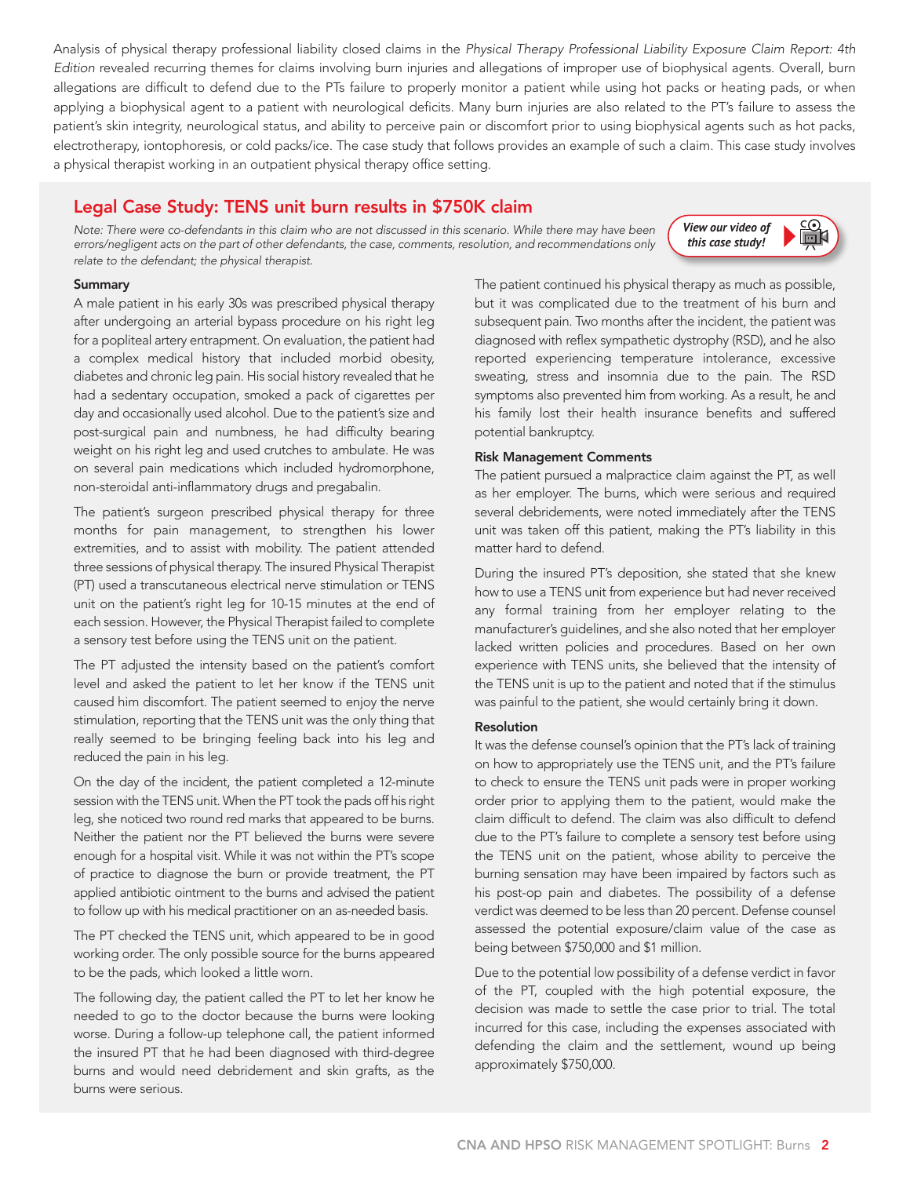Analysis of physical therapy professional liability closed claims in the *Physical Therapy Professional Liability Exposure Claim Report: 4th Edition* revealed recurring themes for claims involving burn injuries and allegations of improper use of biophysical agents. Overall, burn allegations are difficult to defend due to the PTs failure to properly monitor a patient while using hot packs or heating pads, or when applying a biophysical agent to a patient with neurological deficits. Many burn injuries are also related to the PT's failure to assess the patient's skin integrity, neurological status, and ability to perceive pain or discomfort prior to using biophysical agents such as hot packs, electrotherapy, iontophoresis, or cold packs/ice. The case study that follows provides an example of such a claim. This case study involves a physical therapist working in an outpatient physical therapy office setting.

## Legal Case Study: TENS unit burn results in $750K claim

*Note: There were co-defendants in this claim who are not discussed in this scenario. While there may have been errors/negligent acts on the part of other defendants, the case, comments, resolution, and recommendations only relate to the defendant; the physical therapist.*

***View our video of this case study!***

### Summary

A male patient in his early 30s was prescribed physical therapy after undergoing an arterial bypass procedure on his right leg for a popliteal artery entrapment. On evaluation, the patient had a complex medical history that included morbid obesity, diabetes and chronic leg pain. His social history revealed that he had a sedentary occupation, smoked a pack of cigarettes per day and occasionally used alcohol. Due to the patient's size and post-surgical pain and numbness, he had difficulty bearing weight on his right leg and used crutches to ambulate. He was on several pain medications which included hydromorphone, non-steroidal anti-inflammatory drugs and pregabalin.

The patient's surgeon prescribed physical therapy for three months for pain management, to strengthen his lower extremities, and to assist with mobility. The patient attended three sessions of physical therapy. The insured Physical Therapist (PT) used a transcutaneous electrical nerve stimulation or TENS unit on the patient's right leg for 10-15 minutes at the end of each session. However, the Physical Therapist failed to complete a sensory test before using the TENS unit on the patient.

The PT adjusted the intensity based on the patient's comfort level and asked the patient to let her know if the TENS unit caused him discomfort. The patient seemed to enjoy the nerve stimulation, reporting that the TENS unit was the only thing that really seemed to be bringing feeling back into his leg and reduced the pain in his leg.

On the day of the incident, the patient completed a 12-minute session with the TENS unit. When the PT took the pads off his right leg, she noticed two round red marks that appeared to be burns. Neither the patient nor the PT believed the burns were severe enough for a hospital visit. While it was not within the PT's scope of practice to diagnose the burn or provide treatment, the PT applied antibiotic ointment to the burns and advised the patient to follow up with his medical practitioner on an as-needed basis.

The PT checked the TENS unit, which appeared to be in good working order. The only possible source for the burns appeared to be the pads, which looked a little worn.

The following day, the patient called the PT to let her know he needed to go to the doctor because the burns were looking worse. During a follow-up telephone call, the patient informed the insured PT that he had been diagnosed with third-degree burns and would need debridement and skin grafts, as the burns were serious.

The patient continued his physical therapy as much as possible, but it was complicated due to the treatment of his burn and subsequent pain. Two months after the incident, the patient was diagnosed with reflex sympathetic dystrophy (RSD), and he also reported experiencing temperature intolerance, excessive sweating, stress and insomnia due to the pain. The RSD symptoms also prevented him from working. As a result, he and his family lost their health insurance benefits and suffered potential bankruptcy.

### Risk Management Comments

The patient pursued a malpractice claim against the PT, as well as her employer. The burns, which were serious and required several debridements, were noted immediately after the TENS unit was taken off this patient, making the PT's liability in this matter hard to defend.

During the insured PT's deposition, she stated that she knew how to use a TENS unit from experience but had never received any formal training from her employer relating to the manufacturer's guidelines, and she also noted that her employer lacked written policies and procedures. Based on her own experience with TENS units, she believed that the intensity of the TENS unit is up to the patient and noted that if the stimulus was painful to the patient, she would certainly bring it down.

### Resolution

It was the defense counsel's opinion that the PT's lack of training on how to appropriately use the TENS unit, and the PT's failure to check to ensure the TENS unit pads were in proper working order prior to applying them to the patient, would make the claim difficult to defend. The claim was also difficult to defend due to the PT's failure to complete a sensory test before using the TENS unit on the patient, whose ability to perceive the burning sensation may have been impaired by factors such as his post-op pain and diabetes. The possibility of a defense verdict was deemed to be less than 20 percent. Defense counsel assessed the potential exposure/claim value of the case as being between $750,000 and $1 million.

Due to the potential low possibility of a defense verdict in favor of the PT, coupled with the high potential exposure, the decision was made to settle the case prior to trial. The total incurred for this case, including the expenses associated with defending the claim and the settlement, wound up being approximately $750,000.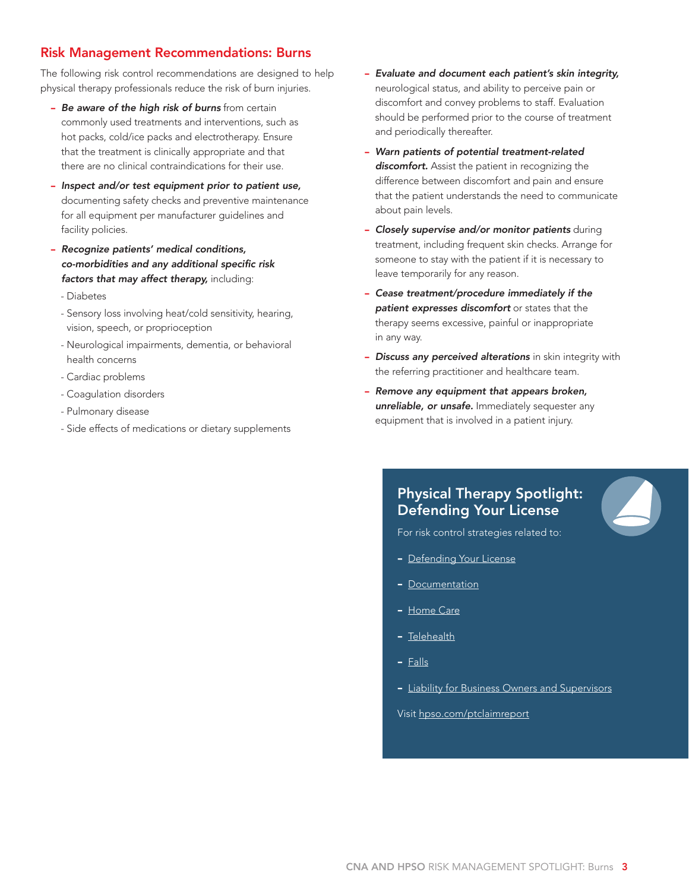## Risk Management Recommendations: Burns

The following risk control recommendations are designed to help physical therapy professionals reduce the risk of burn injuries.

- ***Be aware of the high risk of burns*** from certain commonly used treatments and interventions, such as hot packs, cold/ice packs and electrotherapy. Ensure that the treatment is clinically appropriate and that there are no clinical contraindications for their use.
- ***Inspect and/or test equipment prior to patient use,*** documenting safety checks and preventive maintenance for all equipment per manufacturer guidelines and facility policies.
- ***Recognize patients' medical conditions, co-morbidities and any additional specific risk factors that may affect therapy,*** including:
  - Diabetes
  - Sensory loss involving heat/cold sensitivity, hearing, vision, speech, or proprioception
  - Neurological impairments, dementia, or behavioral health concerns
  - Cardiac problems
  - Coagulation disorders
  - Pulmonary disease
  - Side effects of medications or dietary supplements
- ***Evaluate and document each patient's skin integrity,*** neurological status, and ability to perceive pain or discomfort and convey problems to staff. Evaluation should be performed prior to the course of treatment and periodically thereafter.
- ***Warn patients of potential treatment-related discomfort.*** Assist the patient in recognizing the difference between discomfort and pain and ensure that the patient understands the need to communicate about pain levels.
- ***Closely supervise and/or monitor patients*** during treatment, including frequent skin checks. Arrange for someone to stay with the patient if it is necessary to leave temporarily for any reason.
- ***Cease treatment/procedure immediately if the patient expresses discomfort*** or states that the therapy seems excessive, painful or inappropriate in any way.
- ***Discuss any perceived alterations*** in skin integrity with the referring practitioner and healthcare team.
- ***Remove any equipment that appears broken, unreliable, or unsafe.*** Immediately sequester any equipment that is involved in a patient injury.

### Physical Therapy Spotlight: Defending Your License

For risk control strategies related to:

- Defending Your License
- Documentation
- Home Care
- Telehealth
- Falls
- Liability for Business Owners and Supervisors

Visit hpso.com/ptclaimreport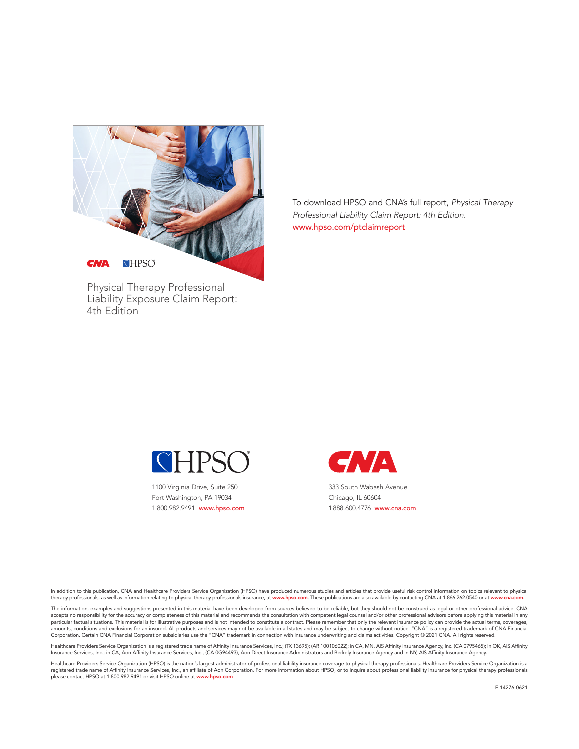CNA HPSO

Physical Therapy Professional Liability Exposure Claim Report: 4th Edition

To download HPSO and CNA's full report, *Physical Therapy Professional Liability Claim Report: 4th Edition*.
www.hpso.com/ptclaimreport

HPSO

1100 Virginia Drive, Suite 250
Fort Washington, PA 19034
1.800.982.9491 www.hpso.com

CNA

333 South Wabash Avenue
Chicago, IL 60604
1.888.600.4776 www.cna.com

In addition to this publication, CNA and Healthcare Providers Service Organization (HPSO) have produced numerous studies and articles that provide useful risk control information on topics relevant to physical therapy professionals, as well as information relating to physical therapy professionals insurance, at www.hpso.com. These publications are also available by contacting CNA at 1.866.262.0540 or at www.cna.com.

The information, examples and suggestions presented in this material have been developed from sources believed to be reliable, but they should not be construed as legal or other professional advice. CNA accepts no responsibility for the accuracy or completeness of this material and recommends the consultation with competent legal counsel and/or other professional advisors before applying this material in any particular factual situations. This material is for illustrative purposes and is not intended to constitute a contract. Please remember that only the relevant insurance policy can provide the actual terms, coverages, amounts, conditions and exclusions for an insured. All products and services may not be available in all states and may be subject to change without notice. "CNA" is a registered trademark of CNA Financial Corporation. Certain CNA Financial Corporation subsidiaries use the "CNA" trademark in connection with insurance underwriting and claims activities. Copyright © 2021 CNA. All rights reserved.

Healthcare Providers Service Organization is a registered trade name of Affinity Insurance Services, Inc.; (TX 13695); (AR 100106022); in CA, MN, AIS Affinity Insurance Agency, Inc. (CA 0795465); in OK, AIS Affinity Insurance Services, Inc.; in CA, Aon Affinity Insurance Services, Inc., (CA 0G94493), Aon Direct Insurance Administrators and Berkely Insurance Agency and in NY, AIS Affinity Insurance Agency.

Healthcare Providers Service Organization (HPSO) is the nation's largest administrator of professional liability insurance coverage to physical therapy professionals. Healthcare Providers Service Organization is a registered trade name of Affinity Insurance Services, Inc., an affiliate of Aon Corporation. For more information about HPSO, or to inquire about professional liability insurance for physical therapy professionals please contact HPSO at 1.800.982.9491 or visit HPSO online at www.hpso.com

F-14276-0621